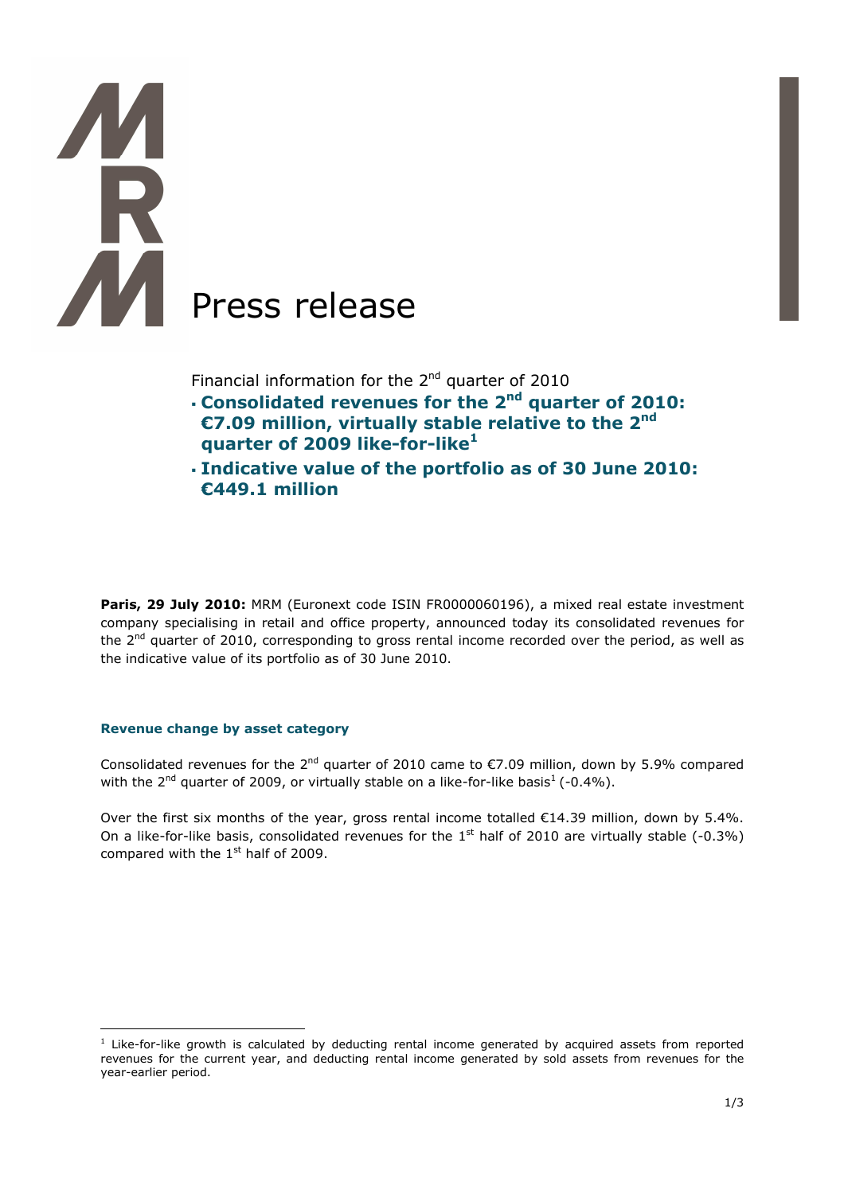# Press release

Financial information for the 2nd quarter of 2010

- **Consolidated revenues for the 2nd quarter of 2010: €7.09 million, virtually stable relative to the 2nd quarter of 2009 like-for-like[1]**
- **Indicative value of the portfolio as of 30 June 2010: €449.1 million**

**Paris, 29 July 2010:** MRM (Euronext code ISIN FR0000060196), a mixed real estate investment company specialising in retail and office property, announced today its consolidated revenues for the 2nd quarter of 2010, corresponding to gross rental income recorded over the period, as well as the indicative value of its portfolio as of 30 June 2010.

## Revenue change by asset category

Consolidated revenues for the 2nd quarter of 2010 came to €7.09 million, down by 5.9% compared with the 2nd quarter of 2009, or virtually stable on a like-for-like basis[1] (-0.4%).

Over the first six months of the year, gross rental income totalled €14.39 million, down by 5.4%. On a like-for-like basis, consolidated revenues for the 1st half of 2010 are virtually stable (-0.3%) compared with the 1st half of 2009.

[1] Like-for-like growth is calculated by deducting rental income generated by acquired assets from reported revenues for the current year, and deducting rental income generated by sold assets from revenues for the year-earlier period.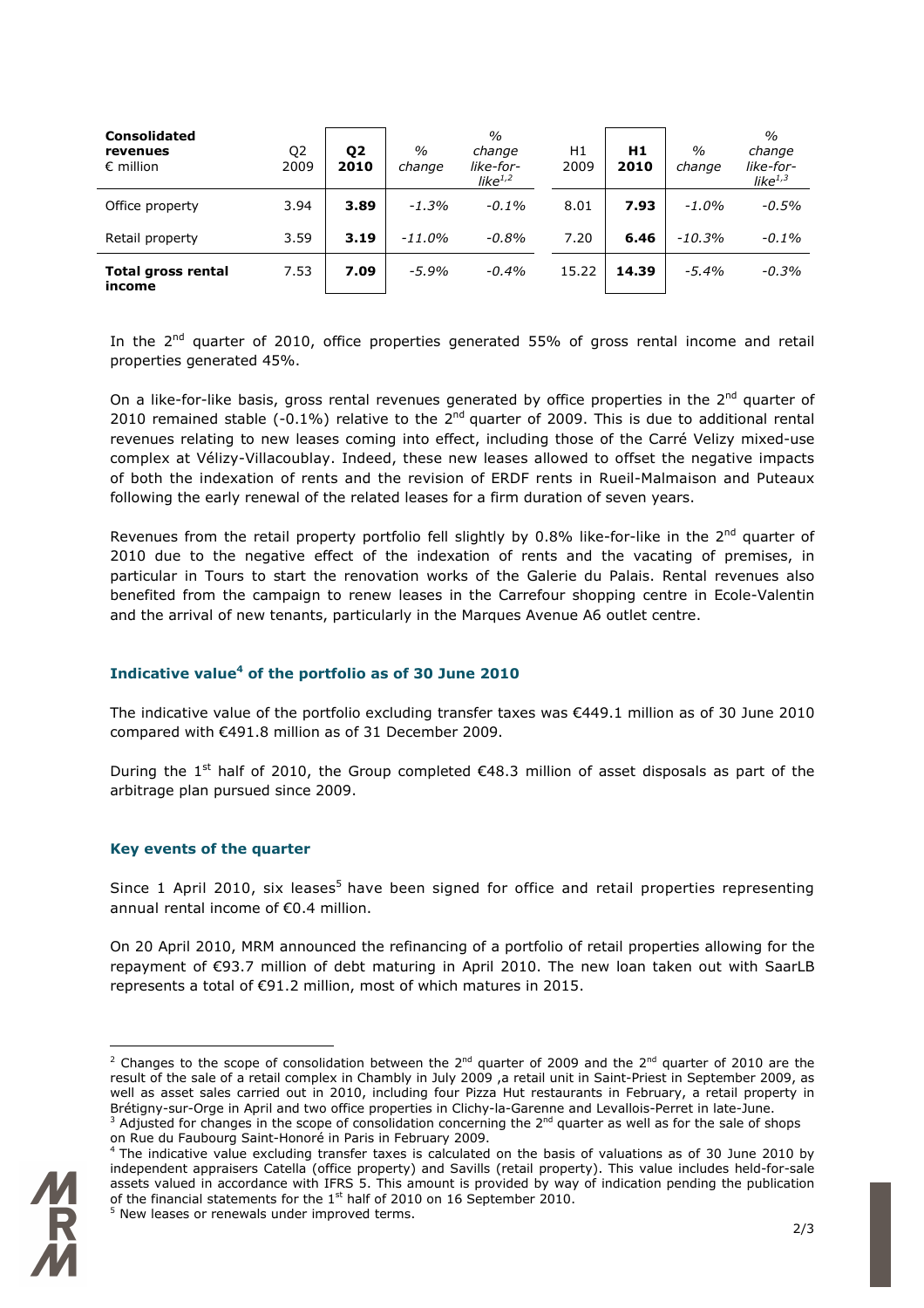| **Consolidated revenues** € million | Q2 2009 | **Q2 2010** | % *change* | % *change like-for-like*[1,2] | H1 2009 | **H1 2010** | % *change* | % *change like-for-like*[1,3] |
|---|---|---|---|---|---|---|---|---|
| Office property | 3.94 | **3.89** | *-1.3%* | *-0.1%* | 8.01 | **7.93** | *-1.0%* | *-0.5%* |
| Retail property | 3.59 | **3.19** | *-11.0%* | *-0.8%* | 7.20 | **6.46** | *-10.3%* | *-0.1%* |
| **Total gross rental income** | 7.53 | **7.09** | *-5.9%* | *-0.4%* | 15.22 | **14.39** | *-5.4%* | *-0.3%* |

In the 2nd quarter of 2010, office properties generated 55% of gross rental income and retail properties generated 45%.

On a like-for-like basis, gross rental revenues generated by office properties in the 2nd quarter of 2010 remained stable (-0.1%) relative to the 2nd quarter of 2009. This is due to additional rental revenues relating to new leases coming into effect, including those of the Carré Velizy mixed-use complex at Vélizy-Villacoublay. Indeed, these new leases allowed to offset the negative impacts of both the indexation of rents and the revision of ERDF rents in Rueil-Malmaison and Puteaux following the early renewal of the related leases for a firm duration of seven years.

Revenues from the retail property portfolio fell slightly by 0.8% like-for-like in the 2nd quarter of 2010 due to the negative effect of the indexation of rents and the vacating of premises, in particular in Tours to start the renovation works of the Galerie du Palais. Rental revenues also benefited from the campaign to renew leases in the Carrefour shopping centre in Ecole-Valentin and the arrival of new tenants, particularly in the Marques Avenue A6 outlet centre.

## Indicative value[4] of the portfolio as of 30 June 2010

The indicative value of the portfolio excluding transfer taxes was €449.1 million as of 30 June 2010 compared with €491.8 million as of 31 December 2009.

During the 1st half of 2010, the Group completed €48.3 million of asset disposals as part of the arbitrage plan pursued since 2009.

## Key events of the quarter

Since 1 April 2010, six leases[5] have been signed for office and retail properties representing annual rental income of €0.4 million.

On 20 April 2010, MRM announced the refinancing of a portfolio of retail properties allowing for the repayment of €93.7 million of debt maturing in April 2010. The new loan taken out with SaarLB represents a total of €91.2 million, most of which matures in 2015.

---

[2] Changes to the scope of consolidation between the 2nd quarter of 2009 and the 2nd quarter of 2010 are the result of the sale of a retail complex in Chambly in July 2009 ,a retail unit in Saint-Priest in September 2009, as well as asset sales carried out in 2010, including four Pizza Hut restaurants in February, a retail property in Brétigny-sur-Orge in April and two office properties in Clichy-la-Garenne and Levallois-Perret in late-June.

[3] Adjusted for changes in the scope of consolidation concerning the 2nd quarter as well as for the sale of shops on Rue du Faubourg Saint-Honoré in Paris in February 2009.

[4] The indicative value excluding transfer taxes is calculated on the basis of valuations as of 30 June 2010 by independent appraisers Catella (office property) and Savills (retail property). This value includes held-for-sale assets valued in accordance with IFRS 5. This amount is provided by way of indication pending the publication of the financial statements for the 1st half of 2010 on 16 September 2010.

[5] New leases or renewals under improved terms.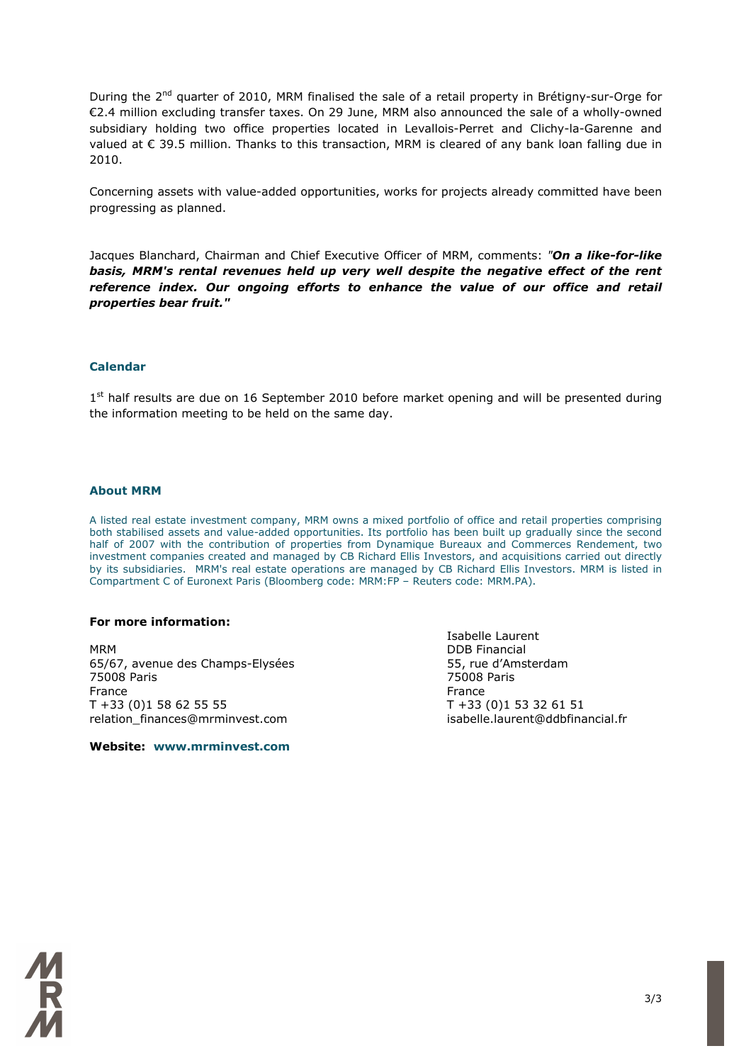During the 2nd quarter of 2010, MRM finalised the sale of a retail property in Brétigny-sur-Orge for €2.4 million excluding transfer taxes. On 29 June, MRM also announced the sale of a wholly-owned subsidiary holding two office properties located in Levallois-Perret and Clichy-la-Garenne and valued at € 39.5 million. Thanks to this transaction, MRM is cleared of any bank loan falling due in 2010.

Concerning assets with value-added opportunities, works for projects already committed have been progressing as planned.

Jacques Blanchard, Chairman and Chief Executive Officer of MRM, comments: *"**On a like-for-like basis, MRM's rental revenues held up very well despite the negative effect of the rent reference index. Our ongoing efforts to enhance the value of our office and retail properties bear fruit.**"*

## Calendar

1st half results are due on 16 September 2010 before market opening and will be presented during the information meeting to be held on the same day.

## About MRM

A listed real estate investment company, MRM owns a mixed portfolio of office and retail properties comprising both stabilised assets and value-added opportunities. Its portfolio has been built up gradually since the second half of 2007 with the contribution of properties from Dynamique Bureaux and Commerces Rendement, two investment companies created and managed by CB Richard Ellis Investors, and acquisitions carried out directly by its subsidiaries. MRM's real estate operations are managed by CB Richard Ellis Investors. MRM is listed in Compartment C of Euronext Paris (Bloomberg code: MRM:FP – Reuters code: MRM.PA).

**For more information:**

MRM
65/67, avenue des Champs-Elysées
75008 Paris
France
T +33 (0)1 58 62 55 55
relation_finances@mrminvest.com

Isabelle Laurent
DDB Financial
55, rue d'Amsterdam
75008 Paris
France
T +33 (0)1 53 32 61 51
isabelle.laurent@ddbfinancial.fr

**Website: www.mrminvest.com**